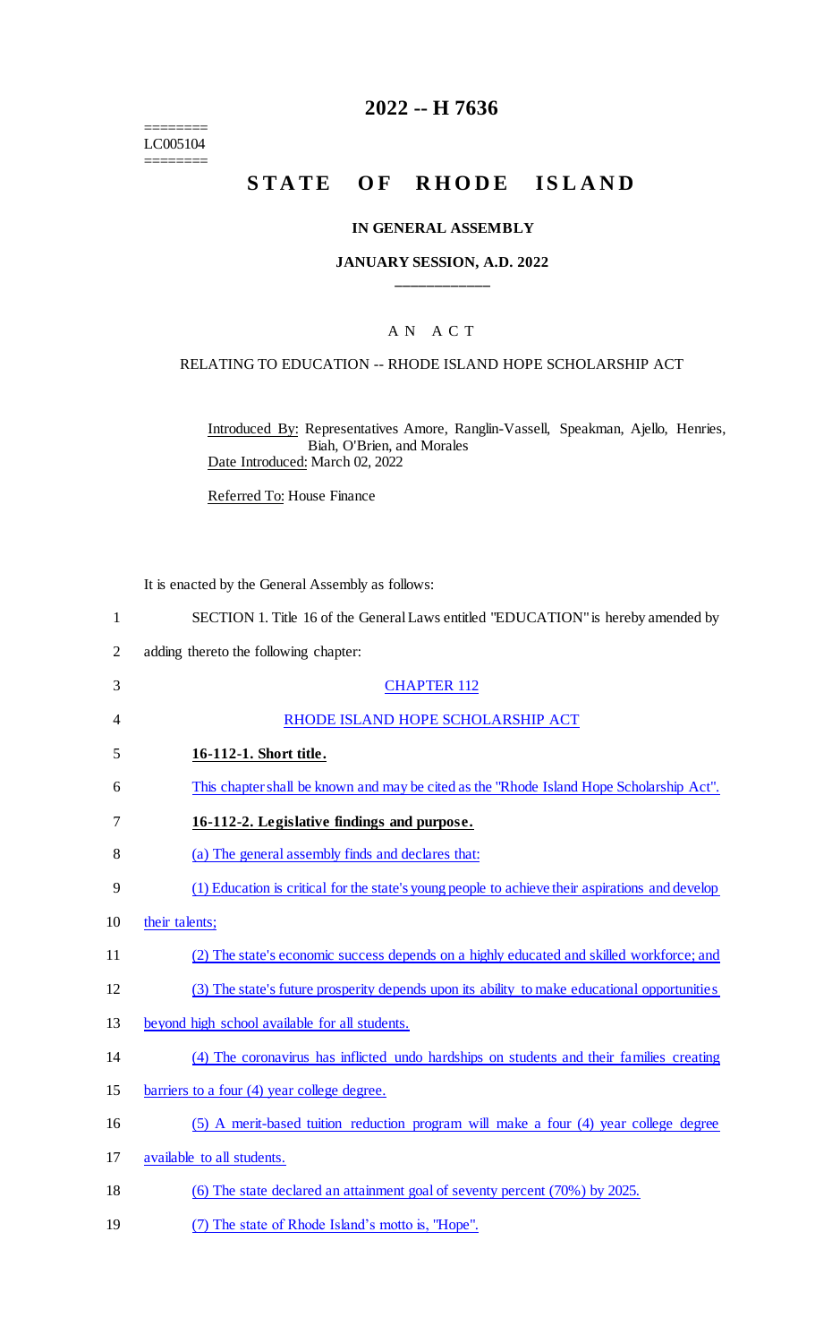========
LC005104
========

# 2022 -- H 7636

# STATE OF RHODE ISLAND

**IN GENERAL ASSEMBLY**

**JANUARY SESSION, A.D. 2022**

____________

A N A C T

RELATING TO EDUCATION -- RHODE ISLAND HOPE SCHOLARSHIP ACT

Introduced By: Representatives Amore, Ranglin-Vassell, Speakman, Ajello, Henries, Biah, O'Brien, and Morales

Date Introduced: March 02, 2022

Referred To: House Finance

It is enacted by the General Assembly as follows:

1 SECTION 1. Title 16 of the General Laws entitled "EDUCATION" is hereby amended by
2 adding thereto the following chapter:

3 CHAPTER 112

4 RHODE ISLAND HOPE SCHOLARSHIP ACT

5 **16-112-1. Short title.**

6 This chapter shall be known and may be cited as the "Rhode Island Hope Scholarship Act".

7 **16-112-2. Legislative findings and purpose.**

8 (a) The general assembly finds and declares that:

9 (1) Education is critical for the state's young people to achieve their aspirations and develop
10 their talents;

11 (2) The state's economic success depends on a highly educated and skilled workforce; and

12 (3) The state's future prosperity depends upon its ability to make educational opportunities
13 beyond high school available for all students.

14 (4) The coronavirus has inflicted undo hardships on students and their families creating
15 barriers to a four (4) year college degree.

16 (5) A merit-based tuition reduction program will make a four (4) year college degree
17 available to all students.

18 (6) The state declared an attainment goal of seventy percent (70%) by 2025.

19 (7) The state of Rhode Island's motto is, "Hope".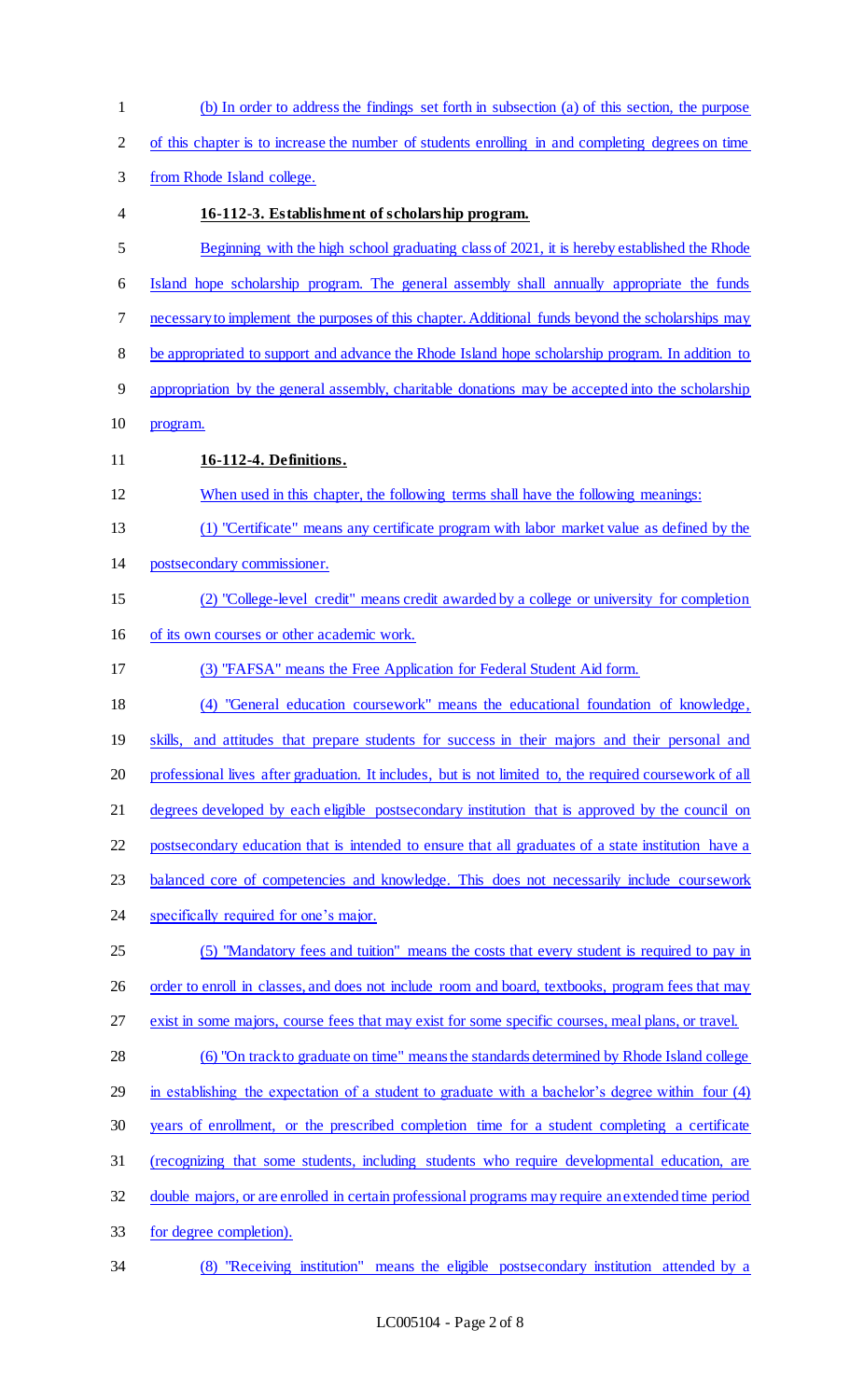(b) In order to address the findings set forth in subsection (a) of this section, the purpose of this chapter is to increase the number of students enrolling in and completing degrees on time from Rhode Island college.

**16-112-3. Establishment of scholarship program.**

Beginning with the high school graduating class of 2021, it is hereby established the Rhode Island hope scholarship program. The general assembly shall annually appropriate the funds necessary to implement the purposes of this chapter. Additional funds beyond the scholarships may be appropriated to support and advance the Rhode Island hope scholarship program. In addition to appropriation by the general assembly, charitable donations may be accepted into the scholarship program.

**16-112-4. Definitions.**

When used in this chapter, the following terms shall have the following meanings:

(1) "Certificate" means any certificate program with labor market value as defined by the postsecondary commissioner.

(2) "College-level credit" means credit awarded by a college or university for completion of its own courses or other academic work.

(3) "FAFSA" means the Free Application for Federal Student Aid form.

(4) "General education coursework" means the educational foundation of knowledge, skills, and attitudes that prepare students for success in their majors and their personal and professional lives after graduation. It includes, but is not limited to, the required coursework of all degrees developed by each eligible postsecondary institution that is approved by the council on postsecondary education that is intended to ensure that all graduates of a state institution have a balanced core of competencies and knowledge. This does not necessarily include coursework specifically required for one's major.

(5) "Mandatory fees and tuition" means the costs that every student is required to pay in order to enroll in classes, and does not include room and board, textbooks, program fees that may exist in some majors, course fees that may exist for some specific courses, meal plans, or travel.

(6) "On track to graduate on time" means the standards determined by Rhode Island college in establishing the expectation of a student to graduate with a bachelor's degree within four (4) years of enrollment, or the prescribed completion time for a student completing a certificate (recognizing that some students, including students who require developmental education, are double majors, or are enrolled in certain professional programs may require an extended time period for degree completion).

(8) "Receiving institution" means the eligible postsecondary institution attended by a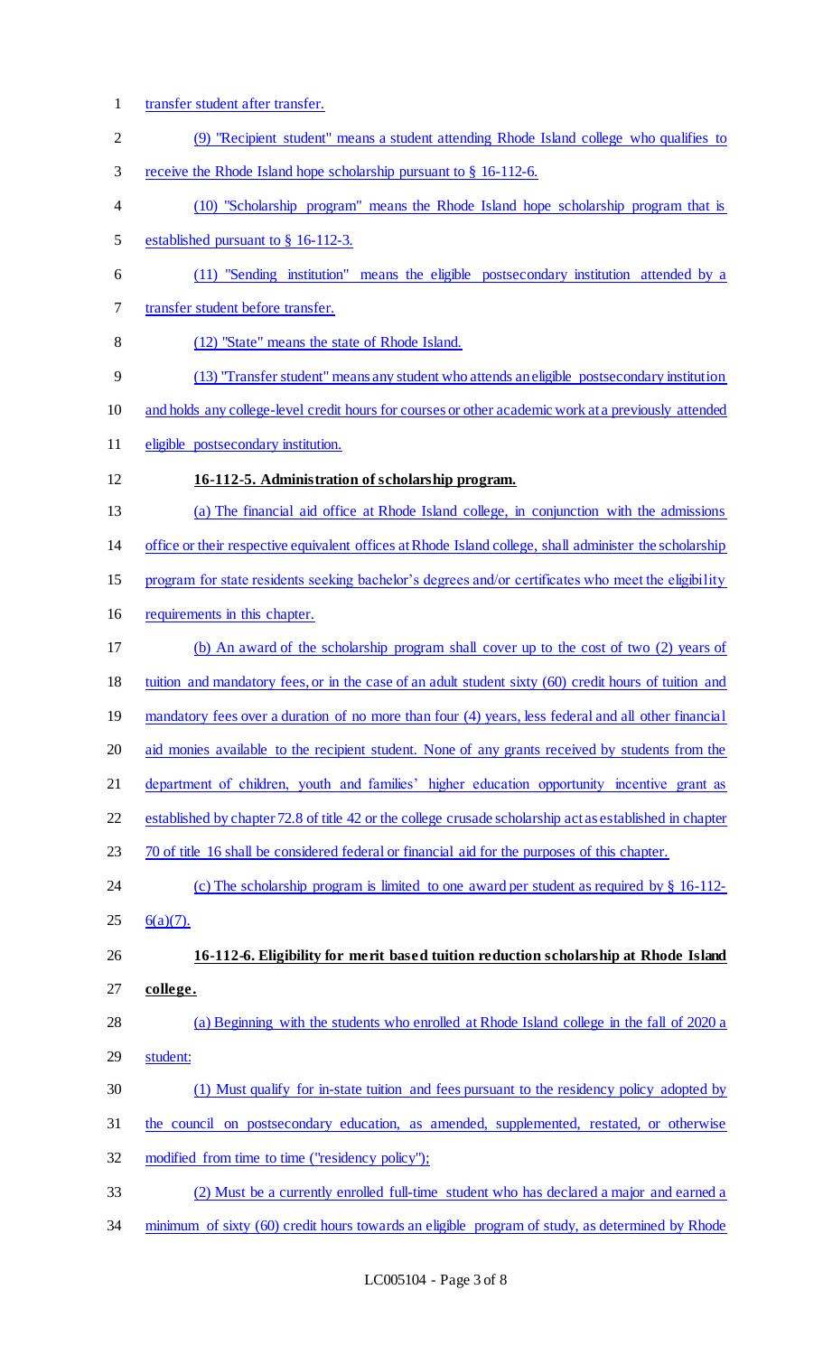transfer student after transfer.

(9) "Recipient student" means a student attending Rhode Island college who qualifies to receive the Rhode Island hope scholarship pursuant to § 16-112-6.

(10) "Scholarship program" means the Rhode Island hope scholarship program that is established pursuant to § 16-112-3.

(11) "Sending institution" means the eligible postsecondary institution attended by a transfer student before transfer.

(12) "State" means the state of Rhode Island.

(13) "Transfer student" means any student who attends an eligible postsecondary institution and holds any college-level credit hours for courses or other academic work at a previously attended eligible postsecondary institution.

**16-112-5. Administration of scholarship program.**

(a) The financial aid office at Rhode Island college, in conjunction with the admissions office or their respective equivalent offices at Rhode Island college, shall administer the scholarship program for state residents seeking bachelor's degrees and/or certificates who meet the eligibility requirements in this chapter.

(b) An award of the scholarship program shall cover up to the cost of two (2) years of tuition and mandatory fees, or in the case of an adult student sixty (60) credit hours of tuition and mandatory fees over a duration of no more than four (4) years, less federal and all other financial aid monies available to the recipient student. None of any grants received by students from the department of children, youth and families' higher education opportunity incentive grant as established by chapter 72.8 of title 42 or the college crusade scholarship act as established in chapter 70 of title 16 shall be considered federal or financial aid for the purposes of this chapter.

(c) The scholarship program is limited to one award per student as required by § 16-112-6(a)(7).

**16-112-6. Eligibility for merit based tuition reduction scholarship at Rhode Island college.**

(a) Beginning with the students who enrolled at Rhode Island college in the fall of 2020 a student:

(1) Must qualify for in-state tuition and fees pursuant to the residency policy adopted by the council on postsecondary education, as amended, supplemented, restated, or otherwise modified from time to time ("residency policy");

(2) Must be a currently enrolled full-time student who has declared a major and earned a minimum of sixty (60) credit hours towards an eligible program of study, as determined by Rhode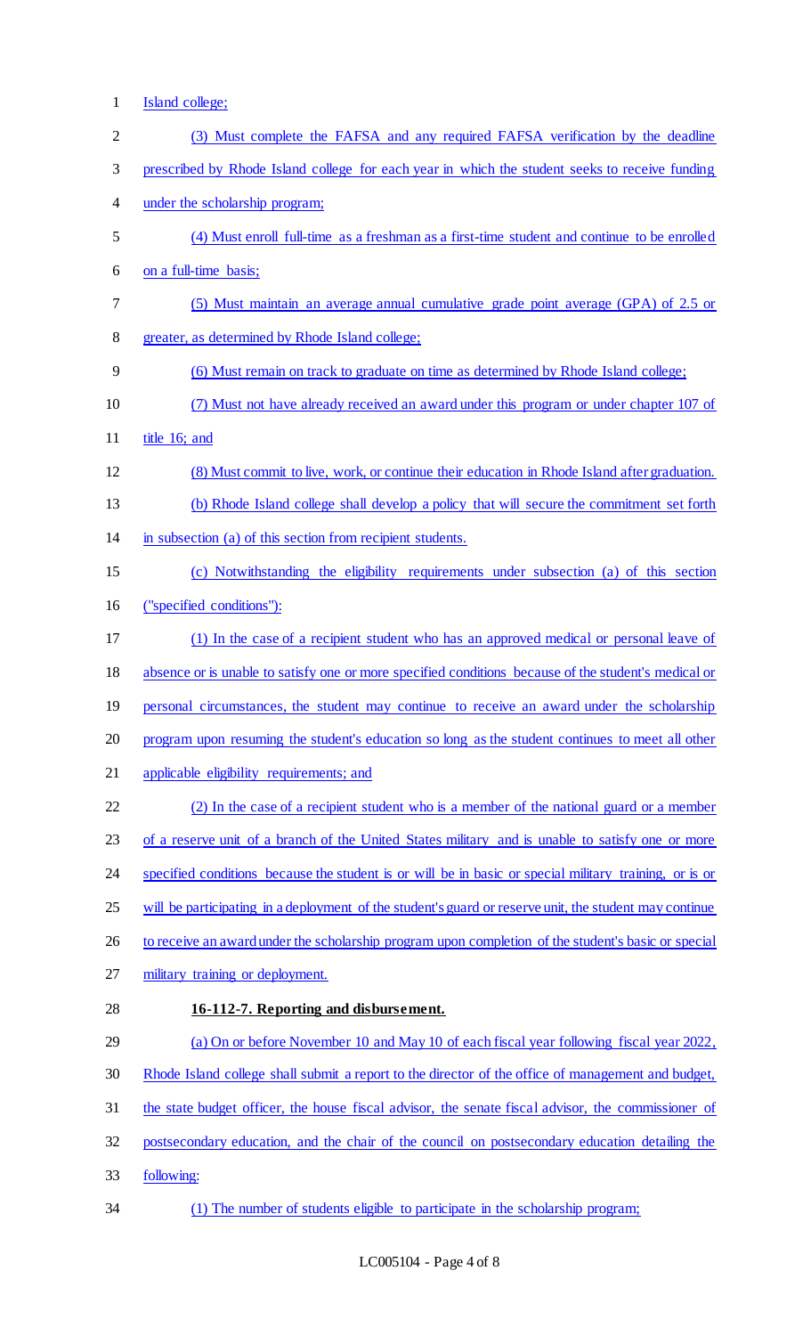Island college;

(3) Must complete the FAFSA and any required FAFSA verification by the deadline prescribed by Rhode Island college for each year in which the student seeks to receive funding under the scholarship program;

(4) Must enroll full-time as a freshman as a first-time student and continue to be enrolled on a full-time basis;

(5) Must maintain an average annual cumulative grade point average (GPA) of 2.5 or greater, as determined by Rhode Island college;

(6) Must remain on track to graduate on time as determined by Rhode Island college;

(7) Must not have already received an award under this program or under chapter 107 of title 16; and

(8) Must commit to live, work, or continue their education in Rhode Island after graduation.

(b) Rhode Island college shall develop a policy that will secure the commitment set forth in subsection (a) of this section from recipient students.

(c) Notwithstanding the eligibility requirements under subsection (a) of this section ("specified conditions"):

(1) In the case of a recipient student who has an approved medical or personal leave of absence or is unable to satisfy one or more specified conditions because of the student's medical or personal circumstances, the student may continue to receive an award under the scholarship program upon resuming the student's education so long as the student continues to meet all other applicable eligibility requirements; and

(2) In the case of a recipient student who is a member of the national guard or a member of a reserve unit of a branch of the United States military and is unable to satisfy one or more specified conditions because the student is or will be in basic or special military training, or is or will be participating in a deployment of the student's guard or reserve unit, the student may continue to receive an award under the scholarship program upon completion of the student's basic or special military training or deployment.

**16-112-7. Reporting and disbursement.**

(a) On or before November 10 and May 10 of each fiscal year following fiscal year 2022, Rhode Island college shall submit a report to the director of the office of management and budget, the state budget officer, the house fiscal advisor, the senate fiscal advisor, the commissioner of postsecondary education, and the chair of the council on postsecondary education detailing the following:

(1) The number of students eligible to participate in the scholarship program;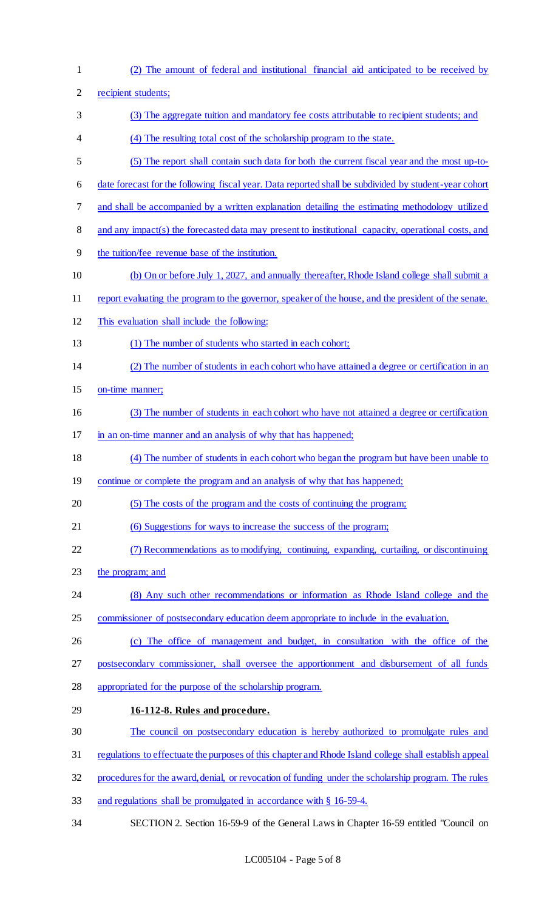(2) The amount of federal and institutional financial aid anticipated to be received by recipient students;

(3) The aggregate tuition and mandatory fee costs attributable to recipient students; and

(4) The resulting total cost of the scholarship program to the state.

(5) The report shall contain such data for both the current fiscal year and the most up-to-date forecast for the following fiscal year. Data reported shall be subdivided by student-year cohort and shall be accompanied by a written explanation detailing the estimating methodology utilized and any impact(s) the forecasted data may present to institutional capacity, operational costs, and the tuition/fee revenue base of the institution.

(b) On or before July 1, 2027, and annually thereafter, Rhode Island college shall submit a report evaluating the program to the governor, speaker of the house, and the president of the senate. This evaluation shall include the following:

(1) The number of students who started in each cohort;

(2) The number of students in each cohort who have attained a degree or certification in an on-time manner;

(3) The number of students in each cohort who have not attained a degree or certification in an on-time manner and an analysis of why that has happened;

(4) The number of students in each cohort who began the program but have been unable to continue or complete the program and an analysis of why that has happened;

(5) The costs of the program and the costs of continuing the program;

(6) Suggestions for ways to increase the success of the program;

(7) Recommendations as to modifying, continuing, expanding, curtailing, or discontinuing the program; and

(8) Any such other recommendations or information as Rhode Island college and the commissioner of postsecondary education deem appropriate to include in the evaluation.

(c) The office of management and budget, in consultation with the office of the postsecondary commissioner, shall oversee the apportionment and disbursement of all funds appropriated for the purpose of the scholarship program.

**16-112-8. Rules and procedure.**

The council on postsecondary education is hereby authorized to promulgate rules and regulations to effectuate the purposes of this chapter and Rhode Island college shall establish appeal procedures for the award, denial, or revocation of funding under the scholarship program. The rules and regulations shall be promulgated in accordance with § 16-59-4.

SECTION 2. Section 16-59-9 of the General Laws in Chapter 16-59 entitled "Council on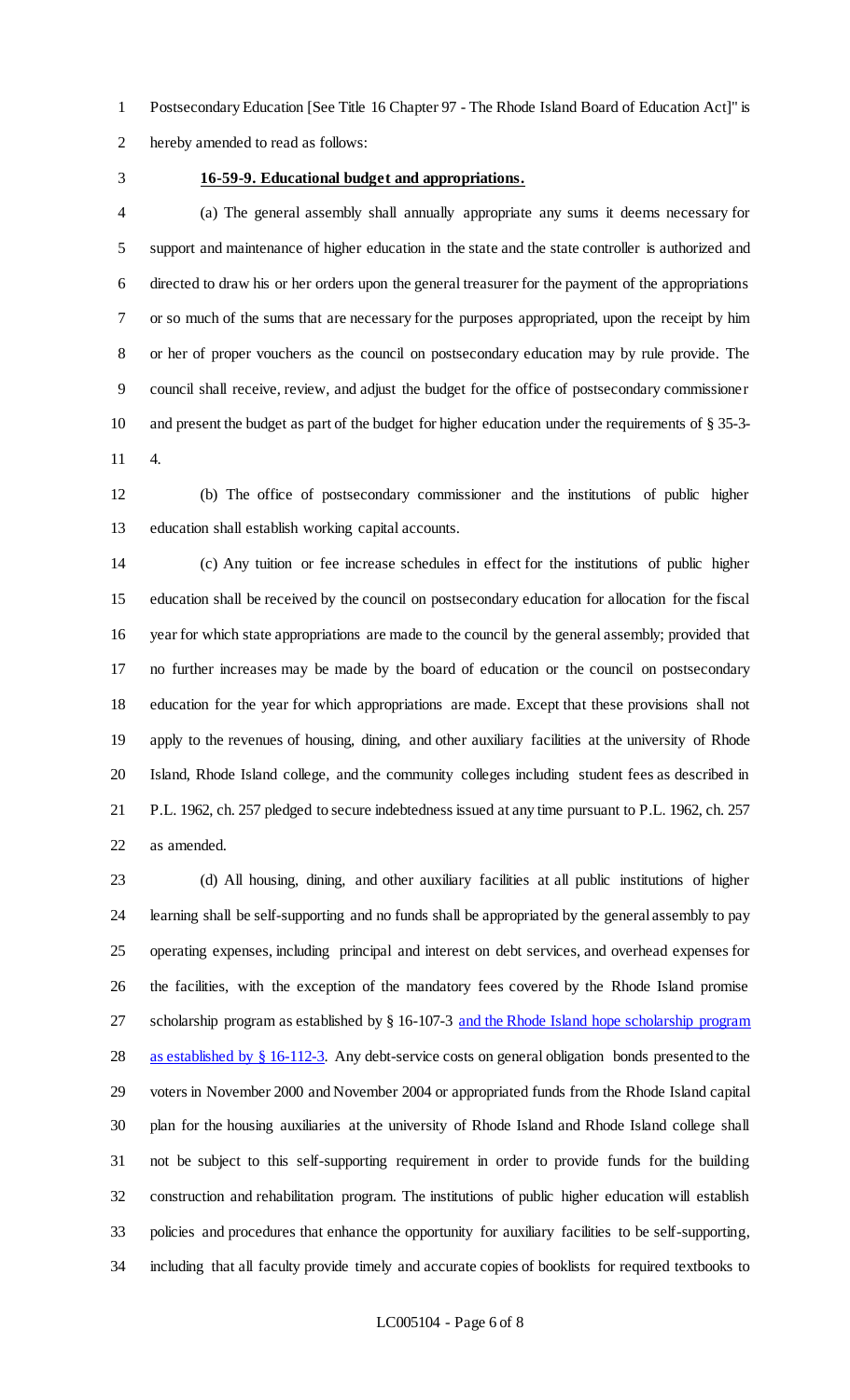Postsecondary Education [See Title 16 Chapter 97 - The Rhode Island Board of Education Act]" is hereby amended to read as follows:

**16-59-9. Educational budget and appropriations.**

(a) The general assembly shall annually appropriate any sums it deems necessary for support and maintenance of higher education in the state and the state controller is authorized and directed to draw his or her orders upon the general treasurer for the payment of the appropriations or so much of the sums that are necessary for the purposes appropriated, upon the receipt by him or her of proper vouchers as the council on postsecondary education may by rule provide. The council shall receive, review, and adjust the budget for the office of postsecondary commissioner and present the budget as part of the budget for higher education under the requirements of § 35-3-4.

(b) The office of postsecondary commissioner and the institutions of public higher education shall establish working capital accounts.

(c) Any tuition or fee increase schedules in effect for the institutions of public higher education shall be received by the council on postsecondary education for allocation for the fiscal year for which state appropriations are made to the council by the general assembly; provided that no further increases may be made by the board of education or the council on postsecondary education for the year for which appropriations are made. Except that these provisions shall not apply to the revenues of housing, dining, and other auxiliary facilities at the university of Rhode Island, Rhode Island college, and the community colleges including student fees as described in P.L. 1962, ch. 257 pledged to secure indebtedness issued at any time pursuant to P.L. 1962, ch. 257 as amended.

(d) All housing, dining, and other auxiliary facilities at all public institutions of higher learning shall be self-supporting and no funds shall be appropriated by the general assembly to pay operating expenses, including principal and interest on debt services, and overhead expenses for the facilities, with the exception of the mandatory fees covered by the Rhode Island promise scholarship program as established by § 16-107-3 and the Rhode Island hope scholarship program as established by § 16-112-3. Any debt-service costs on general obligation bonds presented to the voters in November 2000 and November 2004 or appropriated funds from the Rhode Island capital plan for the housing auxiliaries at the university of Rhode Island and Rhode Island college shall not be subject to this self-supporting requirement in order to provide funds for the building construction and rehabilitation program. The institutions of public higher education will establish policies and procedures that enhance the opportunity for auxiliary facilities to be self-supporting, including that all faculty provide timely and accurate copies of booklists for required textbooks to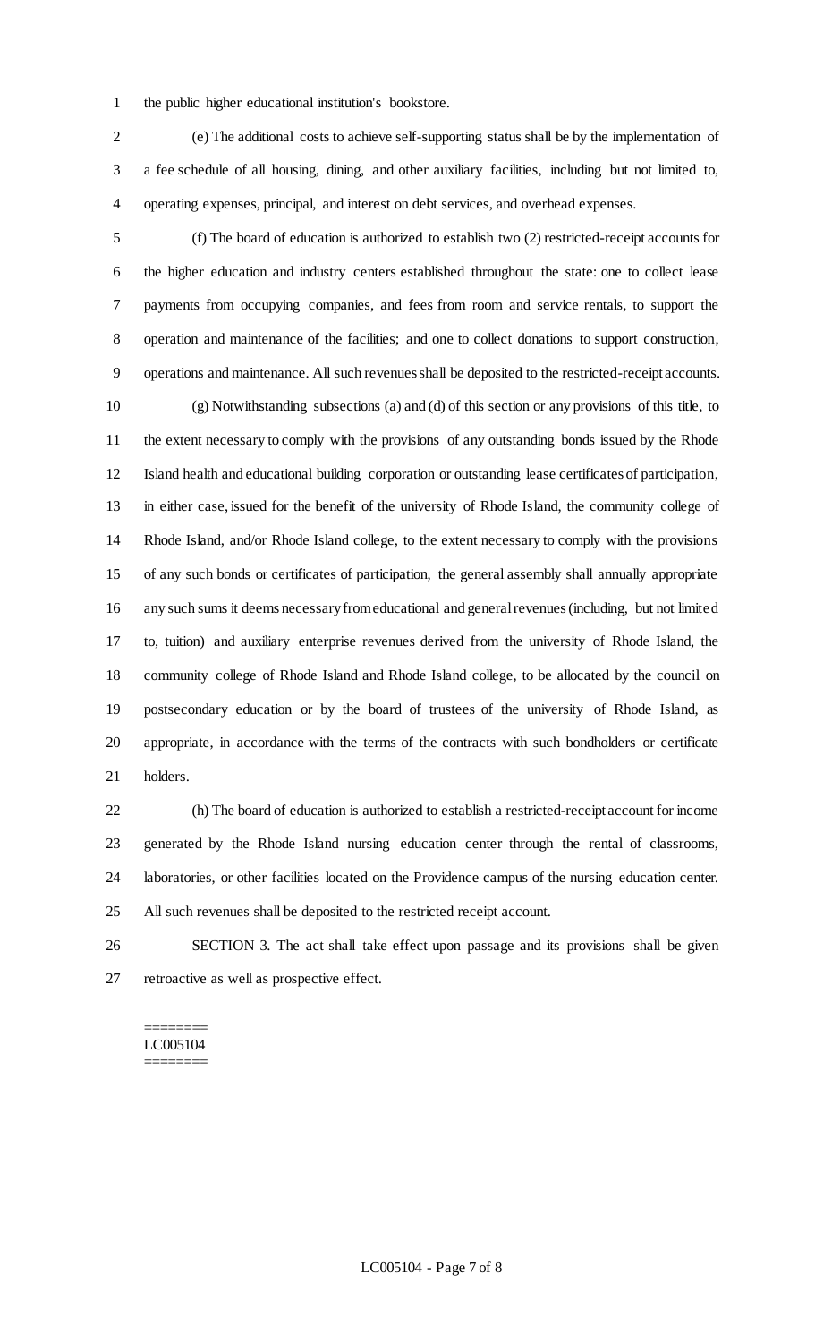the public higher educational institution's bookstore.

(e) The additional costs to achieve self-supporting status shall be by the implementation of a fee schedule of all housing, dining, and other auxiliary facilities, including but not limited to, operating expenses, principal, and interest on debt services, and overhead expenses.

(f) The board of education is authorized to establish two (2) restricted-receipt accounts for the higher education and industry centers established throughout the state: one to collect lease payments from occupying companies, and fees from room and service rentals, to support the operation and maintenance of the facilities; and one to collect donations to support construction, operations and maintenance. All such revenues shall be deposited to the restricted-receipt accounts.

(g) Notwithstanding subsections (a) and (d) of this section or any provisions of this title, to the extent necessary to comply with the provisions of any outstanding bonds issued by the Rhode Island health and educational building corporation or outstanding lease certificates of participation, in either case, issued for the benefit of the university of Rhode Island, the community college of Rhode Island, and/or Rhode Island college, to the extent necessary to comply with the provisions of any such bonds or certificates of participation, the general assembly shall annually appropriate any such sums it deems necessary from educational and general revenues (including, but not limited to, tuition) and auxiliary enterprise revenues derived from the university of Rhode Island, the community college of Rhode Island and Rhode Island college, to be allocated by the council on postsecondary education or by the board of trustees of the university of Rhode Island, as appropriate, in accordance with the terms of the contracts with such bondholders or certificate holders.

(h) The board of education is authorized to establish a restricted-receipt account for income generated by the Rhode Island nursing education center through the rental of classrooms, laboratories, or other facilities located on the Providence campus of the nursing education center. All such revenues shall be deposited to the restricted receipt account.

SECTION 3. The act shall take effect upon passage and its provisions shall be given retroactive as well as prospective effect.

========
LC005104
========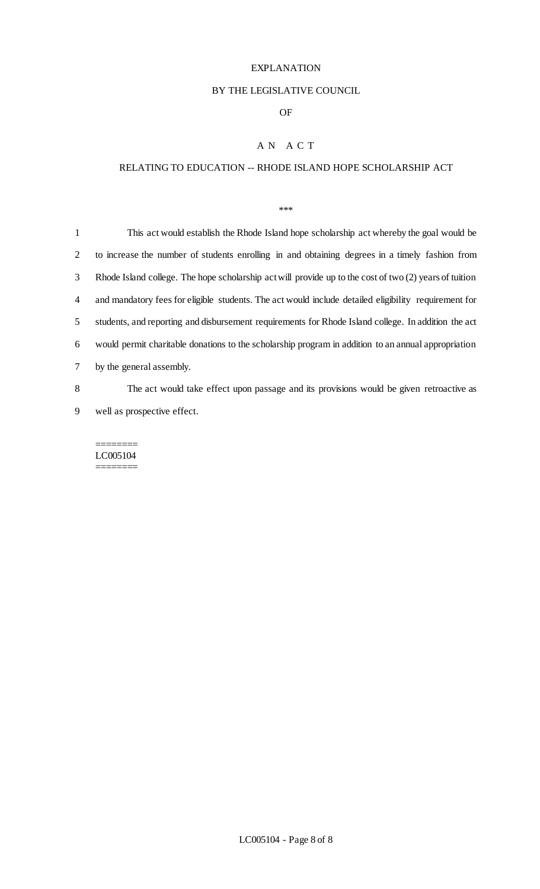EXPLANATION

BY THE LEGISLATIVE COUNCIL

OF

A N A C T

RELATING TO EDUCATION -- RHODE ISLAND HOPE SCHOLARSHIP ACT

\*\*\*

This act would establish the Rhode Island hope scholarship act whereby the goal would be to increase the number of students enrolling in and obtaining degrees in a timely fashion from Rhode Island college. The hope scholarship act will provide up to the cost of two (2) years of tuition and mandatory fees for eligible students. The act would include detailed eligibility requirement for students, and reporting and disbursement requirements for Rhode Island college. In addition the act would permit charitable donations to the scholarship program in addition to an annual appropriation by the general assembly.

The act would take effect upon passage and its provisions would be given retroactive as well as prospective effect.

========
LC005104
========